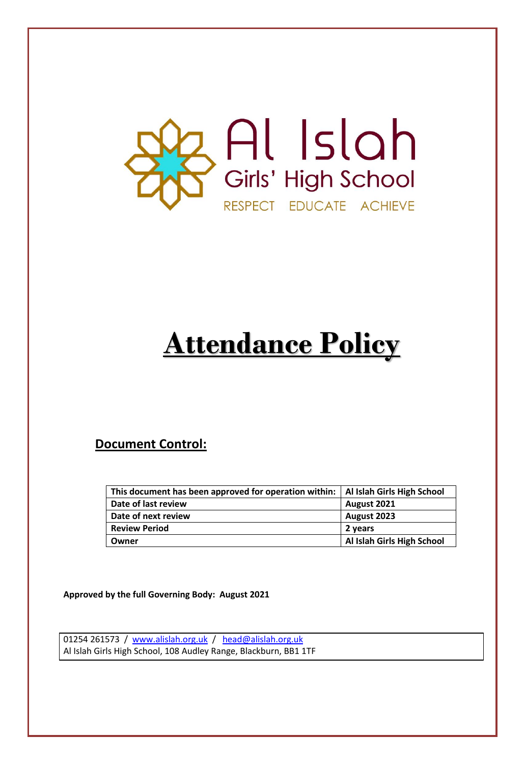Al Islah

Girls' High School

RESPECT EDUCATE ACHIEVE

# Attendance Policy

## Document Control:

| | |
|---|---|
| **This document has been approved for operation within:** | **Al Islah Girls High School** |
| **Date of last review** | **August 2021** |
| **Date of next review** | **August 2023** |
| **Review Period** | **2 years** |
| **Owner** | **Al Islah Girls High School** |

**Approved by the full Governing Body: August 2021**

01254 261573 / www.alislah.org.uk / head@alislah.org.uk
Al Islah Girls High School, 108 Audley Range, Blackburn, BB1 1TF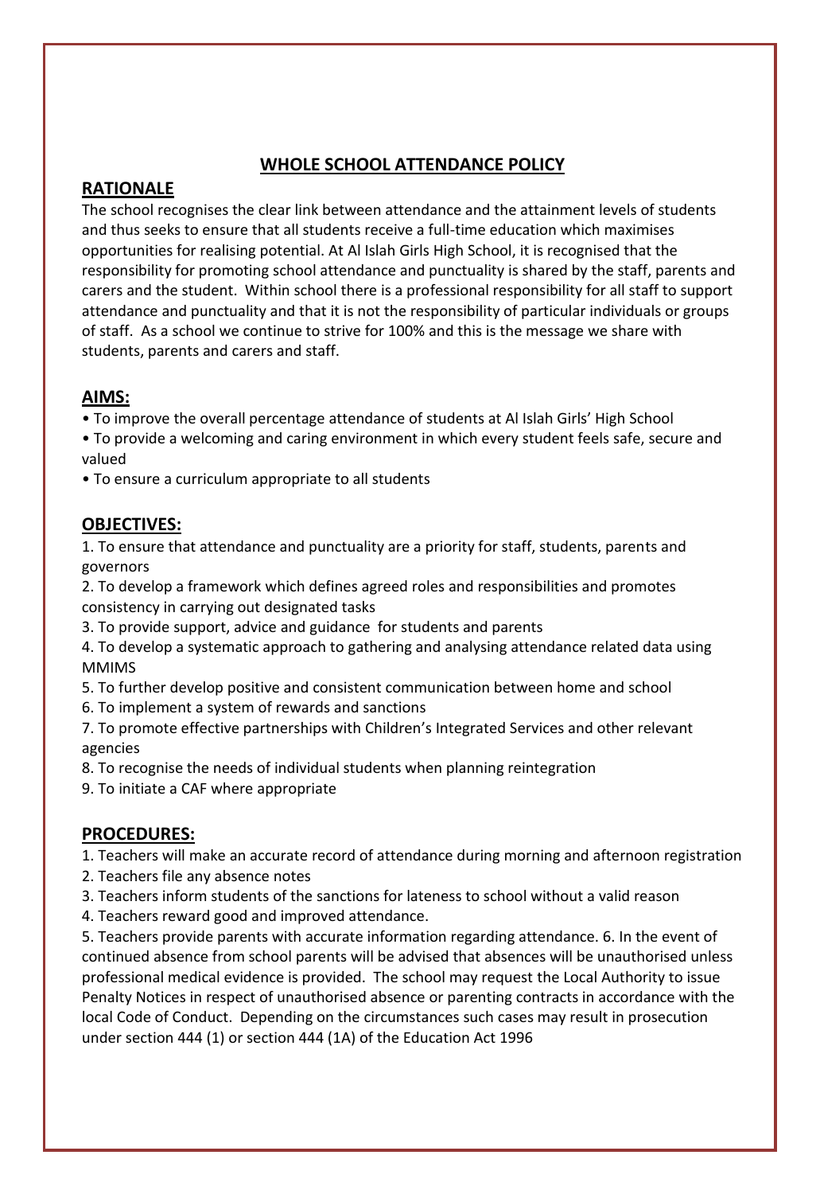# WHOLE SCHOOL ATTENDANCE POLICY

## RATIONALE

The school recognises the clear link between attendance and the attainment levels of students and thus seeks to ensure that all students receive a full-time education which maximises opportunities for realising potential. At Al Islah Girls High School, it is recognised that the responsibility for promoting school attendance and punctuality is shared by the staff, parents and carers and the student. Within school there is a professional responsibility for all staff to support attendance and punctuality and that it is not the responsibility of particular individuals or groups of staff. As a school we continue to strive for 100% and this is the message we share with students, parents and carers and staff.

## AIMS:

- To improve the overall percentage attendance of students at Al Islah Girls' High School
- To provide a welcoming and caring environment in which every student feels safe, secure and valued
- To ensure a curriculum appropriate to all students

## OBJECTIVES:

1. To ensure that attendance and punctuality are a priority for staff, students, parents and governors
2. To develop a framework which defines agreed roles and responsibilities and promotes consistency in carrying out designated tasks
3. To provide support, advice and guidance for students and parents
4. To develop a systematic approach to gathering and analysing attendance related data using MMIMS
5. To further develop positive and consistent communication between home and school
6. To implement a system of rewards and sanctions
7. To promote effective partnerships with Children's Integrated Services and other relevant agencies
8. To recognise the needs of individual students when planning reintegration
9. To initiate a CAF where appropriate

## PROCEDURES:

1. Teachers will make an accurate record of attendance during morning and afternoon registration
2. Teachers file any absence notes
3. Teachers inform students of the sanctions for lateness to school without a valid reason
4. Teachers reward good and improved attendance.
5. Teachers provide parents with accurate information regarding attendance. 6. In the event of continued absence from school parents will be advised that absences will be unauthorised unless professional medical evidence is provided. The school may request the Local Authority to issue Penalty Notices in respect of unauthorised absence or parenting contracts in accordance with the local Code of Conduct. Depending on the circumstances such cases may result in prosecution under section 444 (1) or section 444 (1A) of the Education Act 1996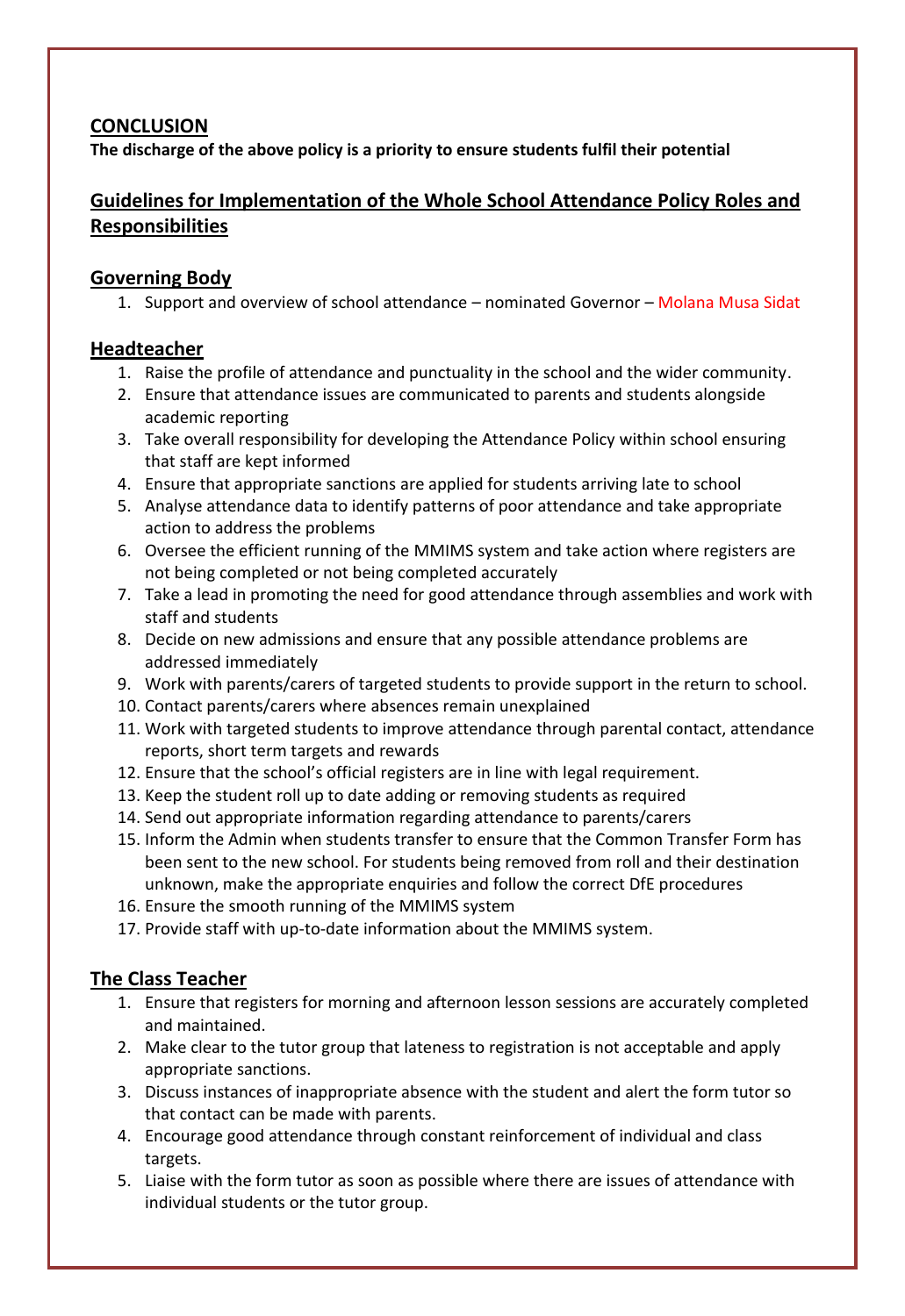## CONCLUSION

**The discharge of the above policy is a priority to ensure students fulfil their potential**

## Guidelines for Implementation of the Whole School Attendance Policy Roles and Responsibilities

### Governing Body

1. Support and overview of school attendance – nominated Governor – Molana Musa Sidat

### Headteacher

1. Raise the profile of attendance and punctuality in the school and the wider community.
2. Ensure that attendance issues are communicated to parents and students alongside academic reporting
3. Take overall responsibility for developing the Attendance Policy within school ensuring that staff are kept informed
4. Ensure that appropriate sanctions are applied for students arriving late to school
5. Analyse attendance data to identify patterns of poor attendance and take appropriate action to address the problems
6. Oversee the efficient running of the MMIMS system and take action where registers are not being completed or not being completed accurately
7. Take a lead in promoting the need for good attendance through assemblies and work with staff and students
8. Decide on new admissions and ensure that any possible attendance problems are addressed immediately
9. Work with parents/carers of targeted students to provide support in the return to school.
10. Contact parents/carers where absences remain unexplained
11. Work with targeted students to improve attendance through parental contact, attendance reports, short term targets and rewards
12. Ensure that the school's official registers are in line with legal requirement.
13. Keep the student roll up to date adding or removing students as required
14. Send out appropriate information regarding attendance to parents/carers
15. Inform the Admin when students transfer to ensure that the Common Transfer Form has been sent to the new school. For students being removed from roll and their destination unknown, make the appropriate enquiries and follow the correct DfE procedures
16. Ensure the smooth running of the MMIMS system
17. Provide staff with up-to-date information about the MMIMS system.

### The Class Teacher

1. Ensure that registers for morning and afternoon lesson sessions are accurately completed and maintained.
2. Make clear to the tutor group that lateness to registration is not acceptable and apply appropriate sanctions.
3. Discuss instances of inappropriate absence with the student and alert the form tutor so that contact can be made with parents.
4. Encourage good attendance through constant reinforcement of individual and class targets.
5. Liaise with the form tutor as soon as possible where there are issues of attendance with individual students or the tutor group.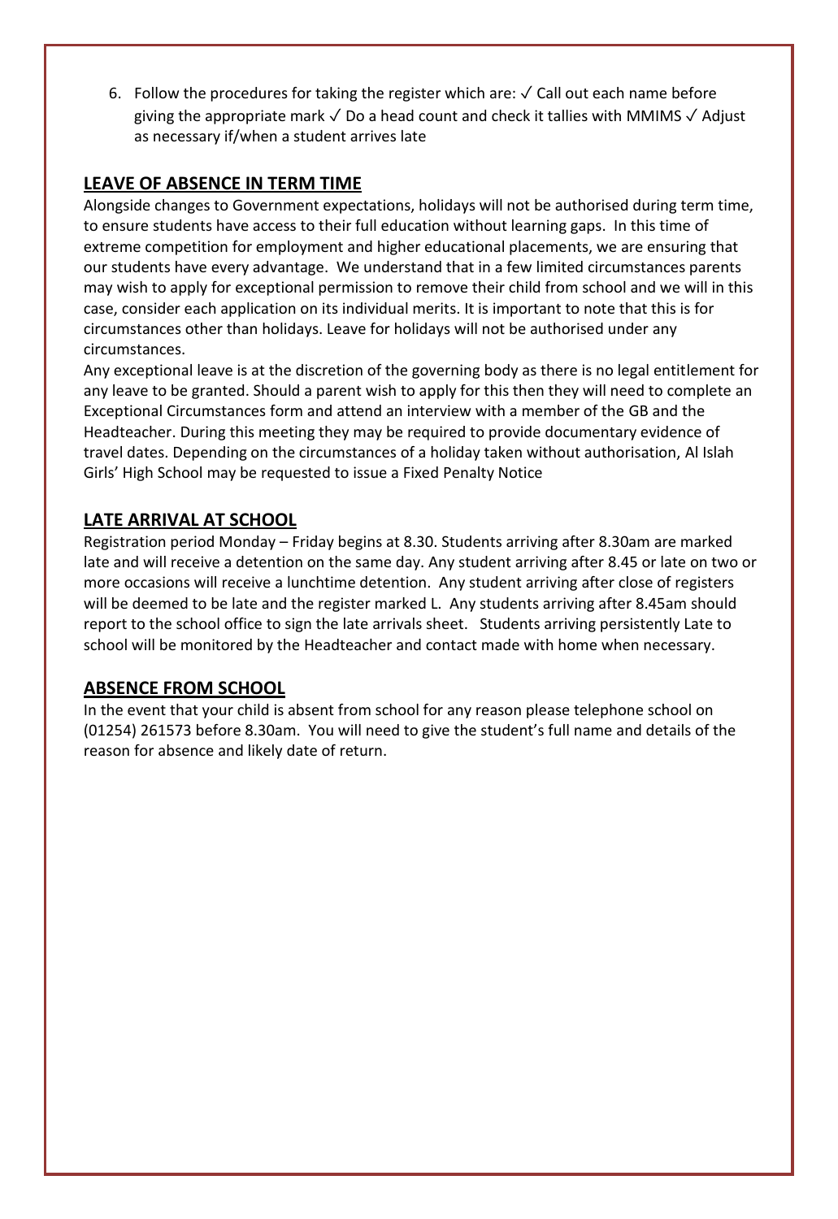6. Follow the procedures for taking the register which are: ✓ Call out each name before giving the appropriate mark ✓ Do a head count and check it tallies with MMIMS ✓ Adjust as necessary if/when a student arrives late

## LEAVE OF ABSENCE IN TERM TIME

Alongside changes to Government expectations, holidays will not be authorised during term time, to ensure students have access to their full education without learning gaps. In this time of extreme competition for employment and higher educational placements, we are ensuring that our students have every advantage. We understand that in a few limited circumstances parents may wish to apply for exceptional permission to remove their child from school and we will in this case, consider each application on its individual merits. It is important to note that this is for circumstances other than holidays. Leave for holidays will not be authorised under any circumstances.

Any exceptional leave is at the discretion of the governing body as there is no legal entitlement for any leave to be granted. Should a parent wish to apply for this then they will need to complete an Exceptional Circumstances form and attend an interview with a member of the GB and the Headteacher. During this meeting they may be required to provide documentary evidence of travel dates. Depending on the circumstances of a holiday taken without authorisation, Al Islah Girls' High School may be requested to issue a Fixed Penalty Notice

## LATE ARRIVAL AT SCHOOL

Registration period Monday – Friday begins at 8.30. Students arriving after 8.30am are marked late and will receive a detention on the same day. Any student arriving after 8.45 or late on two or more occasions will receive a lunchtime detention. Any student arriving after close of registers will be deemed to be late and the register marked L. Any students arriving after 8.45am should report to the school office to sign the late arrivals sheet. Students arriving persistently Late to school will be monitored by the Headteacher and contact made with home when necessary.

## ABSENCE FROM SCHOOL

In the event that your child is absent from school for any reason please telephone school on (01254) 261573 before 8.30am. You will need to give the student's full name and details of the reason for absence and likely date of return.